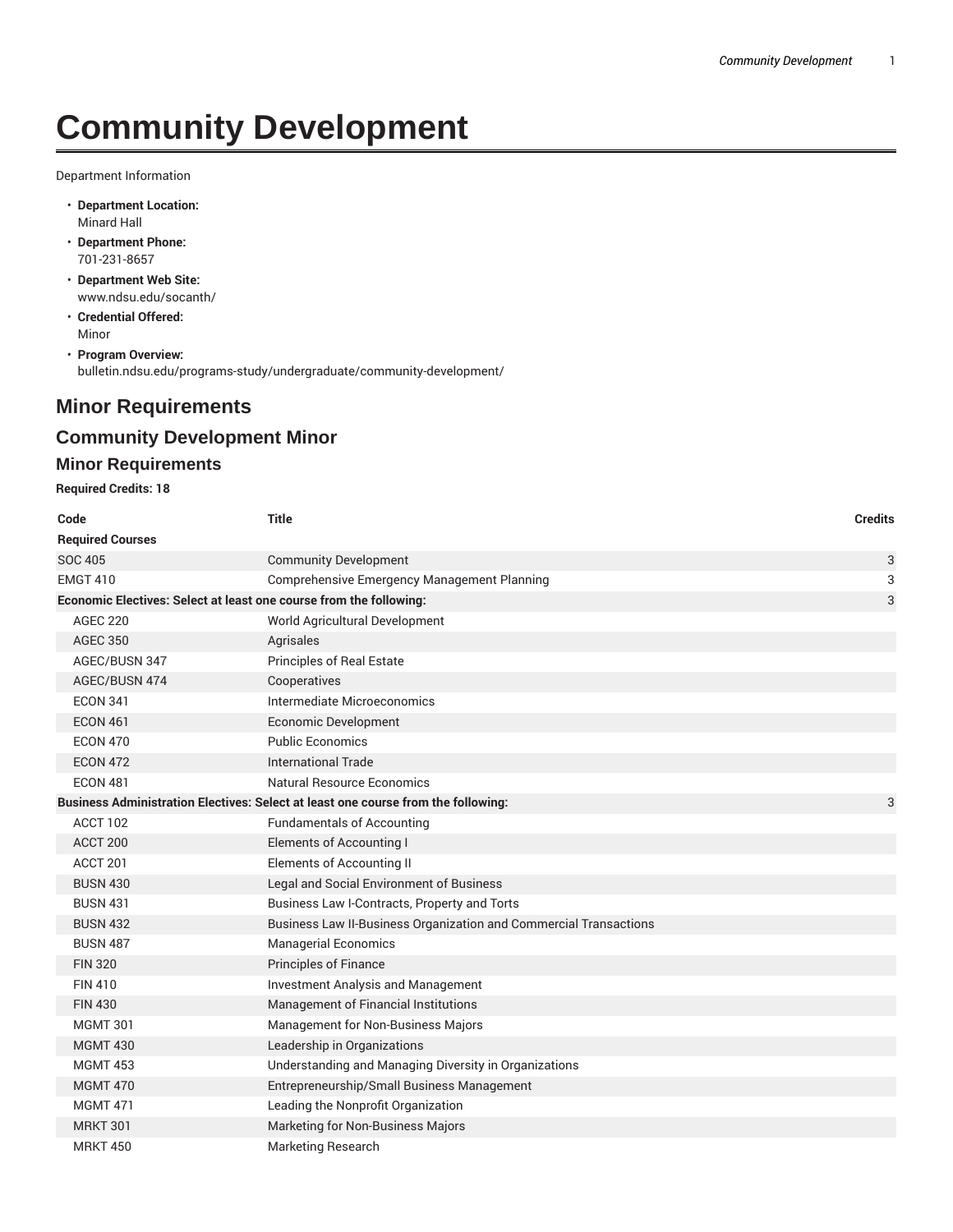# Community Development

Department Information

- **Department Location:**
  Minard Hall
- **Department Phone:**
  701-231-8657
- **Department Web Site:**
  www.ndsu.edu/socanth/
- **Credential Offered:**
  Minor
- **Program Overview:**
  bulletin.ndsu.edu/programs-study/undergraduate/community-development/

## Minor Requirements

### Community Development Minor

#### Minor Requirements

**Required Credits: 18**

| Code | Title | Credits |
|---|---|---|
| **Required Courses** | | |
| SOC 405 | Community Development | 3 |
| EMGT 410 | Comprehensive Emergency Management Planning | 3 |
| **Economic Electives: Select at least one course from the following:** | | 3 |
| AGEC 220 | World Agricultural Development | |
| AGEC 350 | Agrisales | |
| AGEC/BUSN 347 | Principles of Real Estate | |
| AGEC/BUSN 474 | Cooperatives | |
| ECON 341 | Intermediate Microeconomics | |
| ECON 461 | Economic Development | |
| ECON 470 | Public Economics | |
| ECON 472 | International Trade | |
| ECON 481 | Natural Resource Economics | |
| **Business Administration Electives: Select at least one course from the following:** | | 3 |
| ACCT 102 | Fundamentals of Accounting | |
| ACCT 200 | Elements of Accounting I | |
| ACCT 201 | Elements of Accounting II | |
| BUSN 430 | Legal and Social Environment of Business | |
| BUSN 431 | Business Law I-Contracts, Property and Torts | |
| BUSN 432 | Business Law II-Business Organization and Commercial Transactions | |
| BUSN 487 | Managerial Economics | |
| FIN 320 | Principles of Finance | |
| FIN 410 | Investment Analysis and Management | |
| FIN 430 | Management of Financial Institutions | |
| MGMT 301 | Management for Non-Business Majors | |
| MGMT 430 | Leadership in Organizations | |
| MGMT 453 | Understanding and Managing Diversity in Organizations | |
| MGMT 470 | Entrepreneurship/Small Business Management | |
| MGMT 471 | Leading the Nonprofit Organization | |
| MRKT 301 | Marketing for Non-Business Majors | |
| MRKT 450 | Marketing Research | |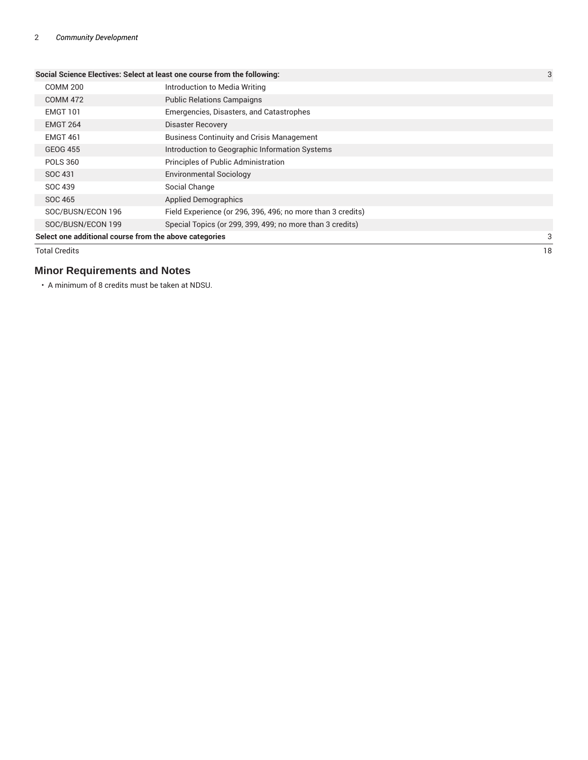| | | |
|---|---|---|
| **Social Science Electives: Select at least one course from the following:** | | 3 |
| COMM 200 | Introduction to Media Writing | |
| COMM 472 | Public Relations Campaigns | |
| EMGT 101 | Emergencies, Disasters, and Catastrophes | |
| EMGT 264 | Disaster Recovery | |
| EMGT 461 | Business Continuity and Crisis Management | |
| GEOG 455 | Introduction to Geographic Information Systems | |
| POLS 360 | Principles of Public Administration | |
| SOC 431 | Environmental Sociology | |
| SOC 439 | Social Change | |
| SOC 465 | Applied Demographics | |
| SOC/BUSN/ECON 196 | Field Experience (or 296, 396, 496; no more than 3 credits) | |
| SOC/BUSN/ECON 199 | Special Topics (or 299, 399, 499; no more than 3 credits) | |
| **Select one additional course from the above categories** | | 3 |
| Total Credits | | 18 |

## Minor Requirements and Notes

- A minimum of 8 credits must be taken at NDSU.